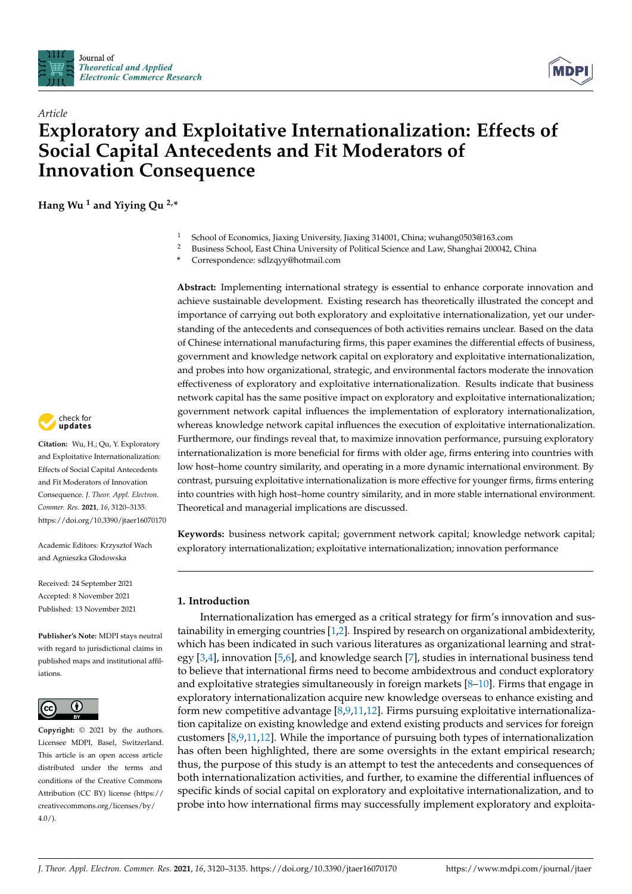*Article*

# Exploratory and Exploitative Internationalization: Effects of Social Capital Antecedents and Fit Moderators of Innovation Consequence

**Hang Wu [1] and Yiying Qu [2,*]**

[1] School of Economics, Jiaxing University, Jiaxing 314001, China; wuhang0503@163.com
[2] Business School, East China University of Political Science and Law, Shanghai 200042, China
\* Correspondence: sdlzqyy@hotmail.com

**Abstract:** Implementing international strategy is essential to enhance corporate innovation and achieve sustainable development. Existing research has theoretically illustrated the concept and importance of carrying out both exploratory and exploitative internationalization, yet our understanding of the antecedents and consequences of both activities remains unclear. Based on the data of Chinese international manufacturing firms, this paper examines the differential effects of business, government and knowledge network capital on exploratory and exploitative internationalization, and probes into how organizational, strategic, and environmental factors moderate the innovation effectiveness of exploratory and exploitative internationalization. Results indicate that business network capital has the same positive impact on exploratory and exploitative internationalization; government network capital influences the implementation of exploratory internationalization, whereas knowledge network capital influences the execution of exploitative internationalization. Furthermore, our findings reveal that, to maximize innovation performance, pursuing exploratory internationalization is more beneficial for firms with older age, firms entering into countries with low host–home country similarity, and operating in a more dynamic international environment. By contrast, pursuing exploitative internationalization is more effective for younger firms, firms entering into countries with high host–home country similarity, and in more stable international environment. Theoretical and managerial implications are discussed.

**Keywords:** business network capital; government network capital; knowledge network capital; exploratory internationalization; exploitative internationalization; innovation performance

**Citation:** Wu, H.; Qu, Y. Exploratory and Exploitative Internationalization: Effects of Social Capital Antecedents and Fit Moderators of Innovation Consequence. *J. Theor. Appl. Electron. Commer. Res.* **2021**, *16*, 3120–3135. https://doi.org/10.3390/jtaer16070170

Academic Editors: Krzysztof Wach and Agnieszka Głodowska

Received: 24 September 2021
Accepted: 8 November 2021
Published: 13 November 2021

**Publisher's Note:** MDPI stays neutral with regard to jurisdictional claims in published maps and institutional affiliations.

**Copyright:** © 2021 by the authors. Licensee MDPI, Basel, Switzerland. This article is an open access article distributed under the terms and conditions of the Creative Commons Attribution (CC BY) license (https://creativecommons.org/licenses/by/4.0/).

## 1. Introduction

Internationalization has emerged as a critical strategy for firm's innovation and sustainability in emerging countries [1,2]. Inspired by research on organizational ambidexterity, which has been indicated in such various literatures as organizational learning and strategy [3,4], innovation [5,6], and knowledge search [7], studies in international business tend to believe that international firms need to become ambidextrous and conduct exploratory and exploitative strategies simultaneously in foreign markets [8–10]. Firms that engage in exploratory internationalization acquire new knowledge overseas to enhance existing and form new competitive advantage [8,9,11,12]. Firms pursuing exploitative internationalization capitalize on existing knowledge and extend existing products and services for foreign customers [8,9,11,12]. While the importance of pursuing both types of internationalization has often been highlighted, there are some oversights in the extant empirical research; thus, the purpose of this study is an attempt to test the antecedents and consequences of both internationalization activities, and further, to examine the differential influences of specific kinds of social capital on exploratory and exploitative internationalization, and to probe into how international firms may successfully implement exploratory and exploita-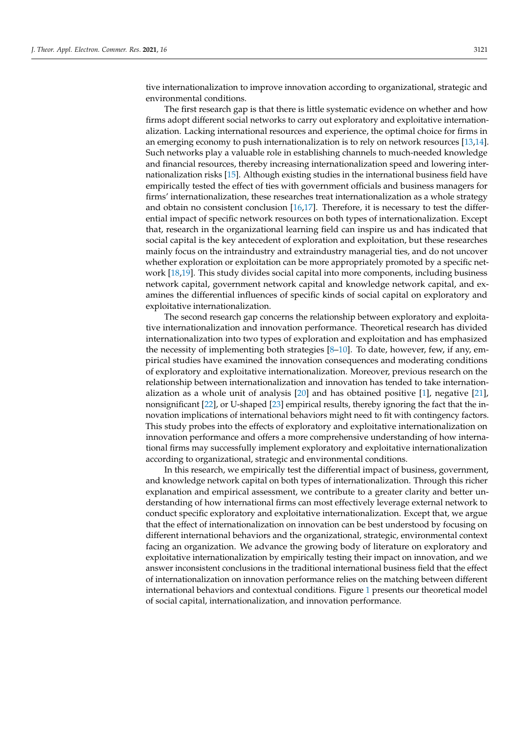tive internationalization to improve innovation according to organizational, strategic and environmental conditions.

The first research gap is that there is little systematic evidence on whether and how firms adopt different social networks to carry out exploratory and exploitative internationalization. Lacking international resources and experience, the optimal choice for firms in an emerging economy to push internationalization is to rely on network resources [13,14]. Such networks play a valuable role in establishing channels to much-needed knowledge and financial resources, thereby increasing internationalization speed and lowering internationalization risks [15]. Although existing studies in the international business field have empirically tested the effect of ties with government officials and business managers for firms' internationalization, these researches treat internationalization as a whole strategy and obtain no consistent conclusion [16,17]. Therefore, it is necessary to test the differential impact of specific network resources on both types of internationalization. Except that, research in the organizational learning field can inspire us and has indicated that social capital is the key antecedent of exploration and exploitation, but these researches mainly focus on the intraindustry and extraindustry managerial ties, and do not uncover whether exploration or exploitation can be more appropriately promoted by a specific network [18,19]. This study divides social capital into more components, including business network capital, government network capital and knowledge network capital, and examines the differential influences of specific kinds of social capital on exploratory and exploitative internationalization.

The second research gap concerns the relationship between exploratory and exploitative internationalization and innovation performance. Theoretical research has divided internationalization into two types of exploration and exploitation and has emphasized the necessity of implementing both strategies [8–10]. To date, however, few, if any, empirical studies have examined the innovation consequences and moderating conditions of exploratory and exploitative internationalization. Moreover, previous research on the relationship between internationalization and innovation has tended to take internationalization as a whole unit of analysis [20] and has obtained positive [1], negative [21], nonsignificant [22], or U-shaped [23] empirical results, thereby ignoring the fact that the innovation implications of international behaviors might need to fit with contingency factors. This study probes into the effects of exploratory and exploitative internationalization on innovation performance and offers a more comprehensive understanding of how international firms may successfully implement exploratory and exploitative internationalization according to organizational, strategic and environmental conditions.

In this research, we empirically test the differential impact of business, government, and knowledge network capital on both types of internationalization. Through this richer explanation and empirical assessment, we contribute to a greater clarity and better understanding of how international firms can most effectively leverage external network to conduct specific exploratory and exploitative internationalization. Except that, we argue that the effect of internationalization on innovation can be best understood by focusing on different international behaviors and the organizational, strategic, environmental context facing an organization. We advance the growing body of literature on exploratory and exploitative internationalization by empirically testing their impact on innovation, and we answer inconsistent conclusions in the traditional international business field that the effect of internationalization on innovation performance relies on the matching between different international behaviors and contextual conditions. Figure 1 presents our theoretical model of social capital, internationalization, and innovation performance.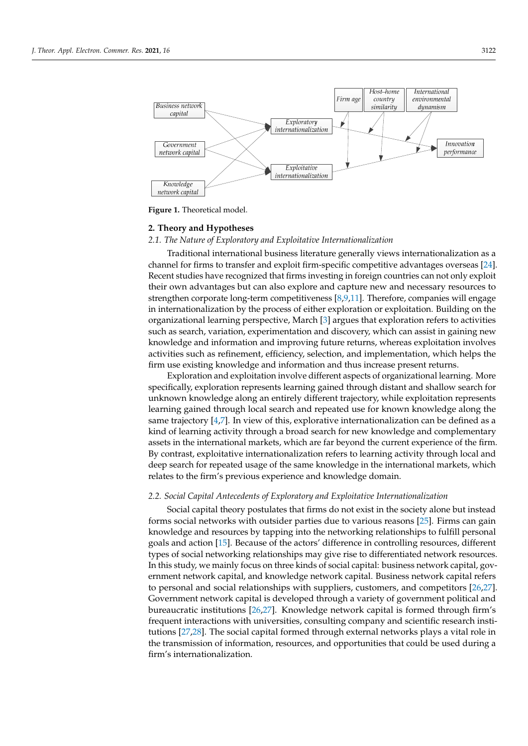Figure 1. Theoretical model.

## 2. Theory and Hypotheses

### 2.1. The Nature of Exploratory and Exploitative Internationalization

Traditional international business literature generally views internationalization as a channel for firms to transfer and exploit firm-specific competitive advantages overseas [24]. Recent studies have recognized that firms investing in foreign countries can not only exploit their own advantages but can also explore and capture new and necessary resources to strengthen corporate long-term competitiveness [8,9,11]. Therefore, companies will engage in internationalization by the process of either exploration or exploitation. Building on the organizational learning perspective, March [3] argues that exploration refers to activities such as search, variation, experimentation and discovery, which can assist in gaining new knowledge and information and improving future returns, whereas exploitation involves activities such as refinement, efficiency, selection, and implementation, which helps the firm use existing knowledge and information and thus increase present returns.

Exploration and exploitation involve different aspects of organizational learning. More specifically, exploration represents learning gained through distant and shallow search for unknown knowledge along an entirely different trajectory, while exploitation represents learning gained through local search and repeated use for known knowledge along the same trajectory [4,7]. In view of this, explorative internationalization can be defined as a kind of learning activity through a broad search for new knowledge and complementary assets in the international markets, which are far beyond the current experience of the firm. By contrast, exploitative internationalization refers to learning activity through local and deep search for repeated usage of the same knowledge in the international markets, which relates to the firm's previous experience and knowledge domain.

### 2.2. Social Capital Antecedents of Exploratory and Exploitative Internationalization

Social capital theory postulates that firms do not exist in the society alone but instead forms social networks with outsider parties due to various reasons [25]. Firms can gain knowledge and resources by tapping into the networking relationships to fulfill personal goals and action [15]. Because of the actors' difference in controlling resources, different types of social networking relationships may give rise to differentiated network resources. In this study, we mainly focus on three kinds of social capital: business network capital, government network capital, and knowledge network capital. Business network capital refers to personal and social relationships with suppliers, customers, and competitors [26,27]. Government network capital is developed through a variety of government political and bureaucratic institutions [26,27]. Knowledge network capital is formed through firm's frequent interactions with universities, consulting company and scientific research institutions [27,28]. The social capital formed through external networks plays a vital role in the transmission of information, resources, and opportunities that could be used during a firm's internationalization.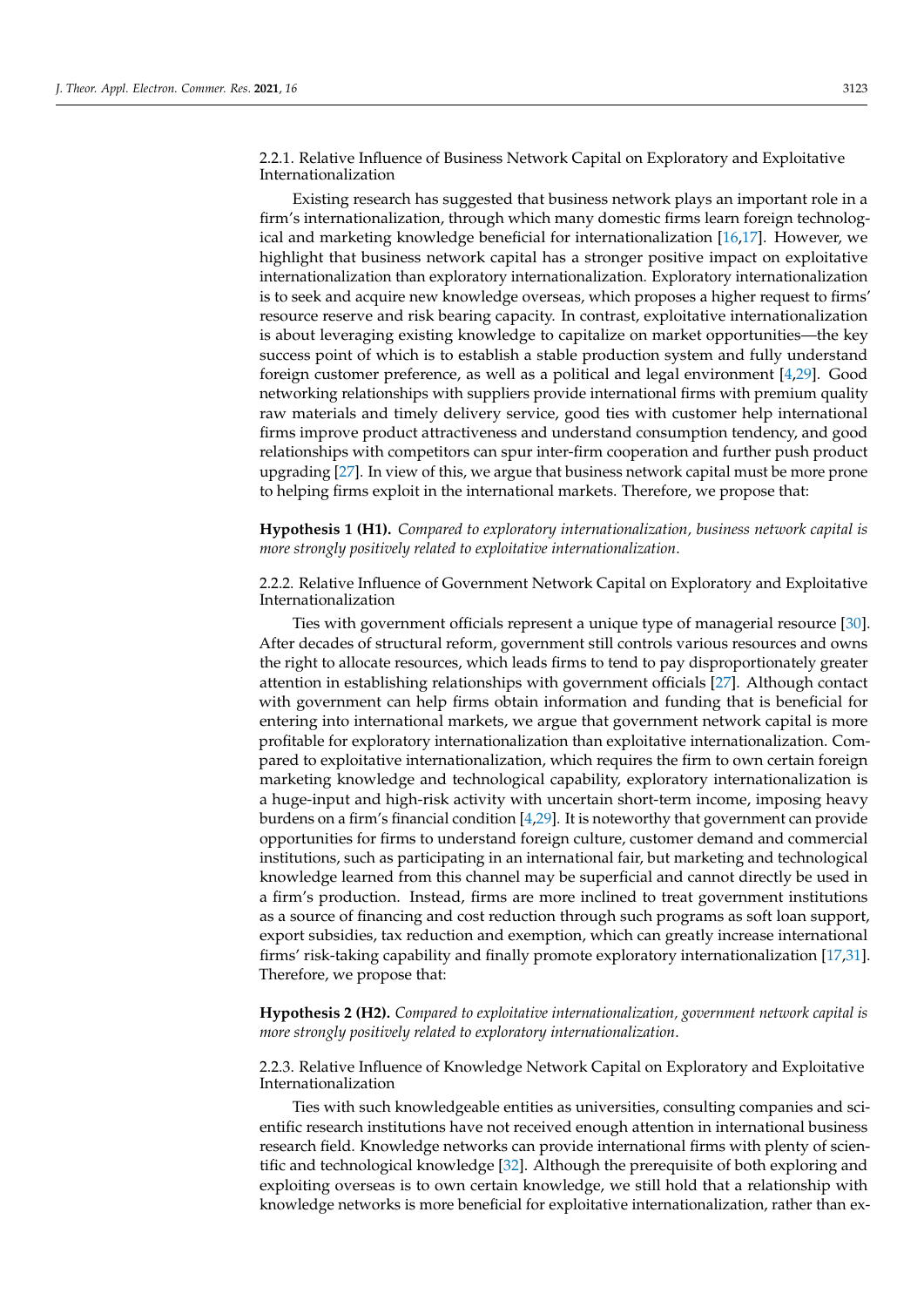#### 2.2.1. Relative Influence of Business Network Capital on Exploratory and Exploitative Internationalization

Existing research has suggested that business network plays an important role in a firm's internationalization, through which many domestic firms learn foreign technological and marketing knowledge beneficial for internationalization [16,17]. However, we highlight that business network capital has a stronger positive impact on exploitative internationalization than exploratory internationalization. Exploratory internationalization is to seek and acquire new knowledge overseas, which proposes a higher request to firms' resource reserve and risk bearing capacity. In contrast, exploitative internationalization is about leveraging existing knowledge to capitalize on market opportunities—the key success point of which is to establish a stable production system and fully understand foreign customer preference, as well as a political and legal environment [4,29]. Good networking relationships with suppliers provide international firms with premium quality raw materials and timely delivery service, good ties with customer help international firms improve product attractiveness and understand consumption tendency, and good relationships with competitors can spur inter-firm cooperation and further push product upgrading [27]. In view of this, we argue that business network capital must be more prone to helping firms exploit in the international markets. Therefore, we propose that:

**Hypothesis 1 (H1).** *Compared to exploratory internationalization, business network capital is more strongly positively related to exploitative internationalization.*

#### 2.2.2. Relative Influence of Government Network Capital on Exploratory and Exploitative Internationalization

Ties with government officials represent a unique type of managerial resource [30]. After decades of structural reform, government still controls various resources and owns the right to allocate resources, which leads firms to tend to pay disproportionately greater attention in establishing relationships with government officials [27]. Although contact with government can help firms obtain information and funding that is beneficial for entering into international markets, we argue that government network capital is more profitable for exploratory internationalization than exploitative internationalization. Compared to exploitative internationalization, which requires the firm to own certain foreign marketing knowledge and technological capability, exploratory internationalization is a huge-input and high-risk activity with uncertain short-term income, imposing heavy burdens on a firm's financial condition [4,29]. It is noteworthy that government can provide opportunities for firms to understand foreign culture, customer demand and commercial institutions, such as participating in an international fair, but marketing and technological knowledge learned from this channel may be superficial and cannot directly be used in a firm's production. Instead, firms are more inclined to treat government institutions as a source of financing and cost reduction through such programs as soft loan support, export subsidies, tax reduction and exemption, which can greatly increase international firms' risk-taking capability and finally promote exploratory internationalization [17,31]. Therefore, we propose that:

**Hypothesis 2 (H2).** *Compared to exploitative internationalization, government network capital is more strongly positively related to exploratory internationalization.*

#### 2.2.3. Relative Influence of Knowledge Network Capital on Exploratory and Exploitative Internationalization

Ties with such knowledgeable entities as universities, consulting companies and scientific research institutions have not received enough attention in international business research field. Knowledge networks can provide international firms with plenty of scientific and technological knowledge [32]. Although the prerequisite of both exploring and exploiting overseas is to own certain knowledge, we still hold that a relationship with knowledge networks is more beneficial for exploitative internationalization, rather than ex-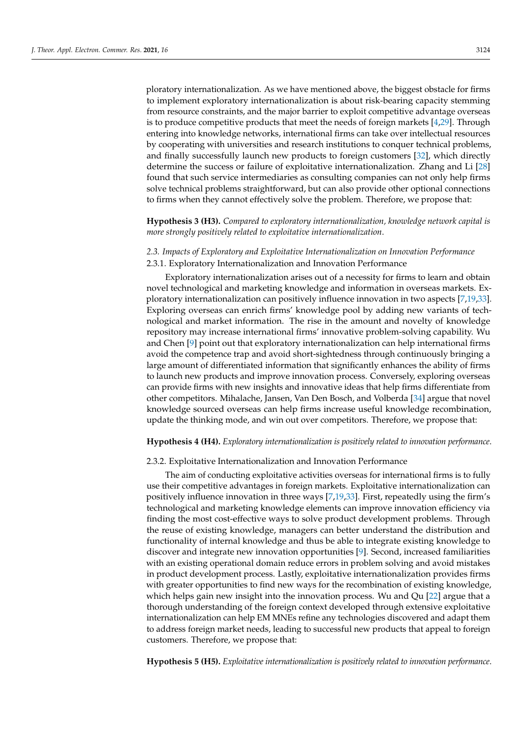ploratory internationalization. As we have mentioned above, the biggest obstacle for firms to implement exploratory internationalization is about risk-bearing capacity stemming from resource constraints, and the major barrier to exploit competitive advantage overseas is to produce competitive products that meet the needs of foreign markets [4,29]. Through entering into knowledge networks, international firms can take over intellectual resources by cooperating with universities and research institutions to conquer technical problems, and finally successfully launch new products to foreign customers [32], which directly determine the success or failure of exploitative internationalization. Zhang and Li [28] found that such service intermediaries as consulting companies can not only help firms solve technical problems straightforward, but can also provide other optional connections to firms when they cannot effectively solve the problem. Therefore, we propose that:

**Hypothesis 3 (H3).** *Compared to exploratory internationalization, knowledge network capital is more strongly positively related to exploitative internationalization.*

### *2.3. Impacts of Exploratory and Exploitative Internationalization on Innovation Performance*

#### 2.3.1. Exploratory Internationalization and Innovation Performance

Exploratory internationalization arises out of a necessity for firms to learn and obtain novel technological and marketing knowledge and information in overseas markets. Exploratory internationalization can positively influence innovation in two aspects [7,19,33]. Exploring overseas can enrich firms' knowledge pool by adding new variants of technological and market information. The rise in the amount and novelty of knowledge repository may increase international firms' innovative problem-solving capability. Wu and Chen [9] point out that exploratory internationalization can help international firms avoid the competence trap and avoid short-sightedness through continuously bringing a large amount of differentiated information that significantly enhances the ability of firms to launch new products and improve innovation process. Conversely, exploring overseas can provide firms with new insights and innovative ideas that help firms differentiate from other competitors. Mihalache, Jansen, Van Den Bosch, and Volberda [34] argue that novel knowledge sourced overseas can help firms increase useful knowledge recombination, update the thinking mode, and win out over competitors. Therefore, we propose that:

**Hypothesis 4 (H4).** *Exploratory internationalization is positively related to innovation performance.*

#### 2.3.2. Exploitative Internationalization and Innovation Performance

The aim of conducting exploitative activities overseas for international firms is to fully use their competitive advantages in foreign markets. Exploitative internationalization can positively influence innovation in three ways [7,19,33]. First, repeatedly using the firm's technological and marketing knowledge elements can improve innovation efficiency via finding the most cost-effective ways to solve product development problems. Through the reuse of existing knowledge, managers can better understand the distribution and functionality of internal knowledge and thus be able to integrate existing knowledge to discover and integrate new innovation opportunities [9]. Second, increased familiarities with an existing operational domain reduce errors in problem solving and avoid mistakes in product development process. Lastly, exploitative internationalization provides firms with greater opportunities to find new ways for the recombination of existing knowledge, which helps gain new insight into the innovation process. Wu and Qu [22] argue that a thorough understanding of the foreign context developed through extensive exploitative internationalization can help EM MNEs refine any technologies discovered and adapt them to address foreign market needs, leading to successful new products that appeal to foreign customers. Therefore, we propose that:

**Hypothesis 5 (H5).** *Exploitative internationalization is positively related to innovation performance.*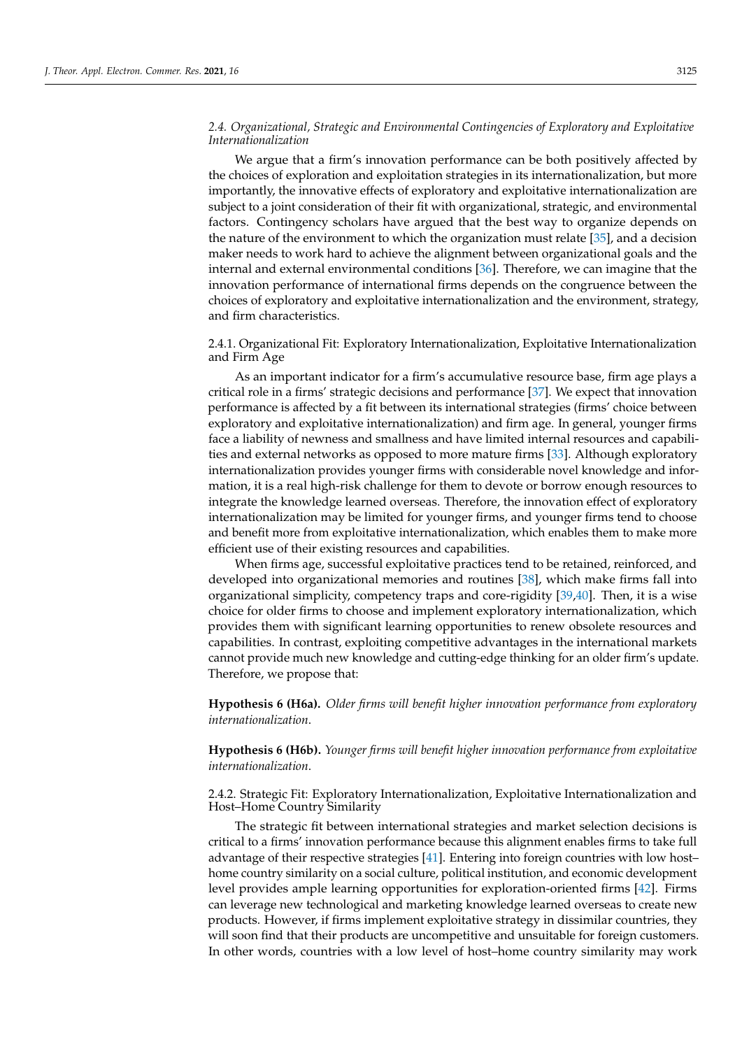### 2.4. Organizational, Strategic and Environmental Contingencies of Exploratory and Exploitative Internationalization

We argue that a firm's innovation performance can be both positively affected by the choices of exploration and exploitation strategies in its internationalization, but more importantly, the innovative effects of exploratory and exploitative internationalization are subject to a joint consideration of their fit with organizational, strategic, and environmental factors. Contingency scholars have argued that the best way to organize depends on the nature of the environment to which the organization must relate [35], and a decision maker needs to work hard to achieve the alignment between organizational goals and the internal and external environmental conditions [36]. Therefore, we can imagine that the innovation performance of international firms depends on the congruence between the choices of exploratory and exploitative internationalization and the environment, strategy, and firm characteristics.

#### 2.4.1. Organizational Fit: Exploratory Internationalization, Exploitative Internationalization and Firm Age

As an important indicator for a firm's accumulative resource base, firm age plays a critical role in a firms' strategic decisions and performance [37]. We expect that innovation performance is affected by a fit between its international strategies (firms' choice between exploratory and exploitative internationalization) and firm age. In general, younger firms face a liability of newness and smallness and have limited internal resources and capabilities and external networks as opposed to more mature firms [33]. Although exploratory internationalization provides younger firms with considerable novel knowledge and information, it is a real high-risk challenge for them to devote or borrow enough resources to integrate the knowledge learned overseas. Therefore, the innovation effect of exploratory internationalization may be limited for younger firms, and younger firms tend to choose and benefit more from exploitative internationalization, which enables them to make more efficient use of their existing resources and capabilities.

When firms age, successful exploitative practices tend to be retained, reinforced, and developed into organizational memories and routines [38], which make firms fall into organizational simplicity, competency traps and core-rigidity [39,40]. Then, it is a wise choice for older firms to choose and implement exploratory internationalization, which provides them with significant learning opportunities to renew obsolete resources and capabilities. In contrast, exploiting competitive advantages in the international markets cannot provide much new knowledge and cutting-edge thinking for an older firm's update. Therefore, we propose that:

**Hypothesis 6 (H6a).** *Older firms will benefit higher innovation performance from exploratory internationalization*.

**Hypothesis 6 (H6b).** *Younger firms will benefit higher innovation performance from exploitative internationalization*.

#### 2.4.2. Strategic Fit: Exploratory Internationalization, Exploitative Internationalization and Host–Home Country Similarity

The strategic fit between international strategies and market selection decisions is critical to a firms' innovation performance because this alignment enables firms to take full advantage of their respective strategies [41]. Entering into foreign countries with low host–home country similarity on a social culture, political institution, and economic development level provides ample learning opportunities for exploration-oriented firms [42]. Firms can leverage new technological and marketing knowledge learned overseas to create new products. However, if firms implement exploitative strategy in dissimilar countries, they will soon find that their products are uncompetitive and unsuitable for foreign customers. In other words, countries with a low level of host–home country similarity may work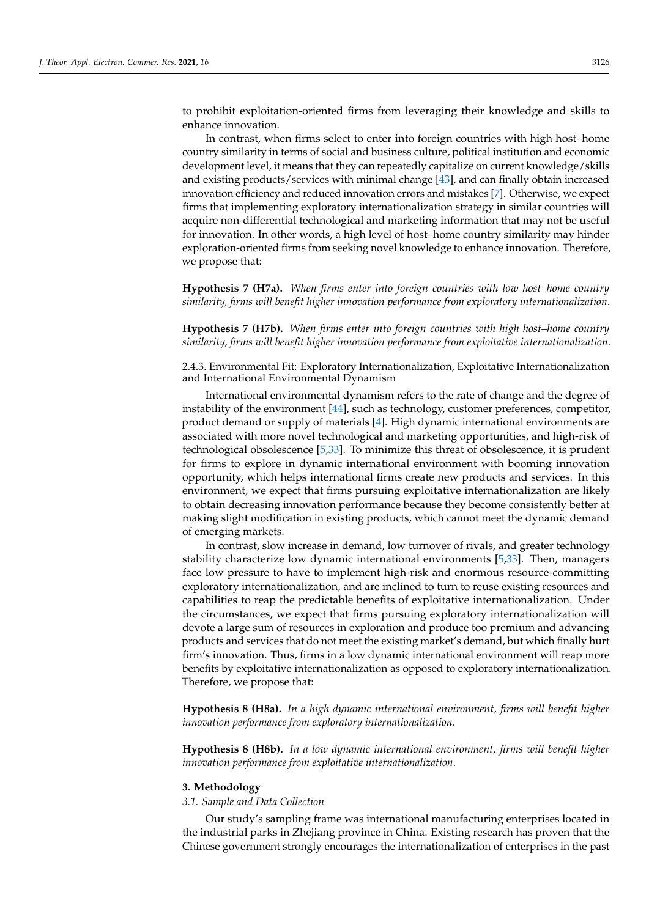to prohibit exploitation-oriented firms from leveraging their knowledge and skills to enhance innovation.

In contrast, when firms select to enter into foreign countries with high host–home country similarity in terms of social and business culture, political institution and economic development level, it means that they can repeatedly capitalize on current knowledge/skills and existing products/services with minimal change [43], and can finally obtain increased innovation efficiency and reduced innovation errors and mistakes [7]. Otherwise, we expect firms that implementing exploratory internationalization strategy in similar countries will acquire non-differential technological and marketing information that may not be useful for innovation. In other words, a high level of host–home country similarity may hinder exploration-oriented firms from seeking novel knowledge to enhance innovation. Therefore, we propose that:

**Hypothesis 7 (H7a).** *When firms enter into foreign countries with low host–home country similarity, firms will benefit higher innovation performance from exploratory internationalization.*

**Hypothesis 7 (H7b).** *When firms enter into foreign countries with high host–home country similarity, firms will benefit higher innovation performance from exploitative internationalization.*

#### 2.4.3. Environmental Fit: Exploratory Internationalization, Exploitative Internationalization and International Environmental Dynamism

International environmental dynamism refers to the rate of change and the degree of instability of the environment [44], such as technology, customer preferences, competitor, product demand or supply of materials [4]. High dynamic international environments are associated with more novel technological and marketing opportunities, and high-risk of technological obsolescence [5,33]. To minimize this threat of obsolescence, it is prudent for firms to explore in dynamic international environment with booming innovation opportunity, which helps international firms create new products and services. In this environment, we expect that firms pursuing exploitative internationalization are likely to obtain decreasing innovation performance because they become consistently better at making slight modification in existing products, which cannot meet the dynamic demand of emerging markets.

In contrast, slow increase in demand, low turnover of rivals, and greater technology stability characterize low dynamic international environments [5,33]. Then, managers face low pressure to have to implement high-risk and enormous resource-committing exploratory internationalization, and are inclined to turn to reuse existing resources and capabilities to reap the predictable benefits of exploitative internationalization. Under the circumstances, we expect that firms pursuing exploratory internationalization will devote a large sum of resources in exploration and produce too premium and advancing products and services that do not meet the existing market's demand, but which finally hurt firm's innovation. Thus, firms in a low dynamic international environment will reap more benefits by exploitative internationalization as opposed to exploratory internationalization. Therefore, we propose that:

**Hypothesis 8 (H8a).** *In a high dynamic international environment, firms will benefit higher innovation performance from exploratory internationalization.*

**Hypothesis 8 (H8b).** *In a low dynamic international environment, firms will benefit higher innovation performance from exploitative internationalization.*

## 3. Methodology

### 3.1. Sample and Data Collection

Our study's sampling frame was international manufacturing enterprises located in the industrial parks in Zhejiang province in China. Existing research has proven that the Chinese government strongly encourages the internationalization of enterprises in the past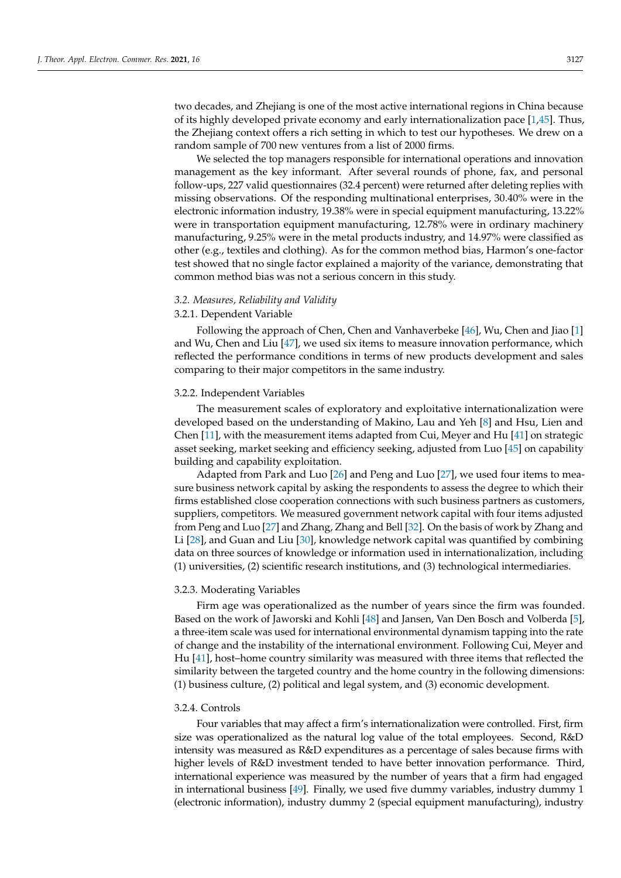two decades, and Zhejiang is one of the most active international regions in China because of its highly developed private economy and early internationalization pace [1,45]. Thus, the Zhejiang context offers a rich setting in which to test our hypotheses. We drew on a random sample of 700 new ventures from a list of 2000 firms.

We selected the top managers responsible for international operations and innovation management as the key informant. After several rounds of phone, fax, and personal follow-ups, 227 valid questionnaires (32.4 percent) were returned after deleting replies with missing observations. Of the responding multinational enterprises, 30.40% were in the electronic information industry, 19.38% were in special equipment manufacturing, 13.22% were in transportation equipment manufacturing, 12.78% were in ordinary machinery manufacturing, 9.25% were in the metal products industry, and 14.97% were classified as other (e.g., textiles and clothing). As for the common method bias, Harmon's one-factor test showed that no single factor explained a majority of the variance, demonstrating that common method bias was not a serious concern in this study.

### *3.2. Measures, Reliability and Validity*

#### 3.2.1. Dependent Variable

Following the approach of Chen, Chen and Vanhaverbeke [46], Wu, Chen and Jiao [1] and Wu, Chen and Liu [47], we used six items to measure innovation performance, which reflected the performance conditions in terms of new products development and sales comparing to their major competitors in the same industry.

#### 3.2.2. Independent Variables

The measurement scales of exploratory and exploitative internationalization were developed based on the understanding of Makino, Lau and Yeh [8] and Hsu, Lien and Chen [11], with the measurement items adapted from Cui, Meyer and Hu [41] on strategic asset seeking, market seeking and efficiency seeking, adjusted from Luo [45] on capability building and capability exploitation.

Adapted from Park and Luo [26] and Peng and Luo [27], we used four items to measure business network capital by asking the respondents to assess the degree to which their firms established close cooperation connections with such business partners as customers, suppliers, competitors. We measured government network capital with four items adjusted from Peng and Luo [27] and Zhang, Zhang and Bell [32]. On the basis of work by Zhang and Li [28], and Guan and Liu [30], knowledge network capital was quantified by combining data on three sources of knowledge or information used in internationalization, including (1) universities, (2) scientific research institutions, and (3) technological intermediaries.

#### 3.2.3. Moderating Variables

Firm age was operationalized as the number of years since the firm was founded. Based on the work of Jaworski and Kohli [48] and Jansen, Van Den Bosch and Volberda [5], a three-item scale was used for international environmental dynamism tapping into the rate of change and the instability of the international environment. Following Cui, Meyer and Hu [41], host–home country similarity was measured with three items that reflected the similarity between the targeted country and the home country in the following dimensions: (1) business culture, (2) political and legal system, and (3) economic development.

#### 3.2.4. Controls

Four variables that may affect a firm's internationalization were controlled. First, firm size was operationalized as the natural log value of the total employees. Second, R&D intensity was measured as R&D expenditures as a percentage of sales because firms with higher levels of R&D investment tended to have better innovation performance. Third, international experience was measured by the number of years that a firm had engaged in international business [49]. Finally, we used five dummy variables, industry dummy 1 (electronic information), industry dummy 2 (special equipment manufacturing), industry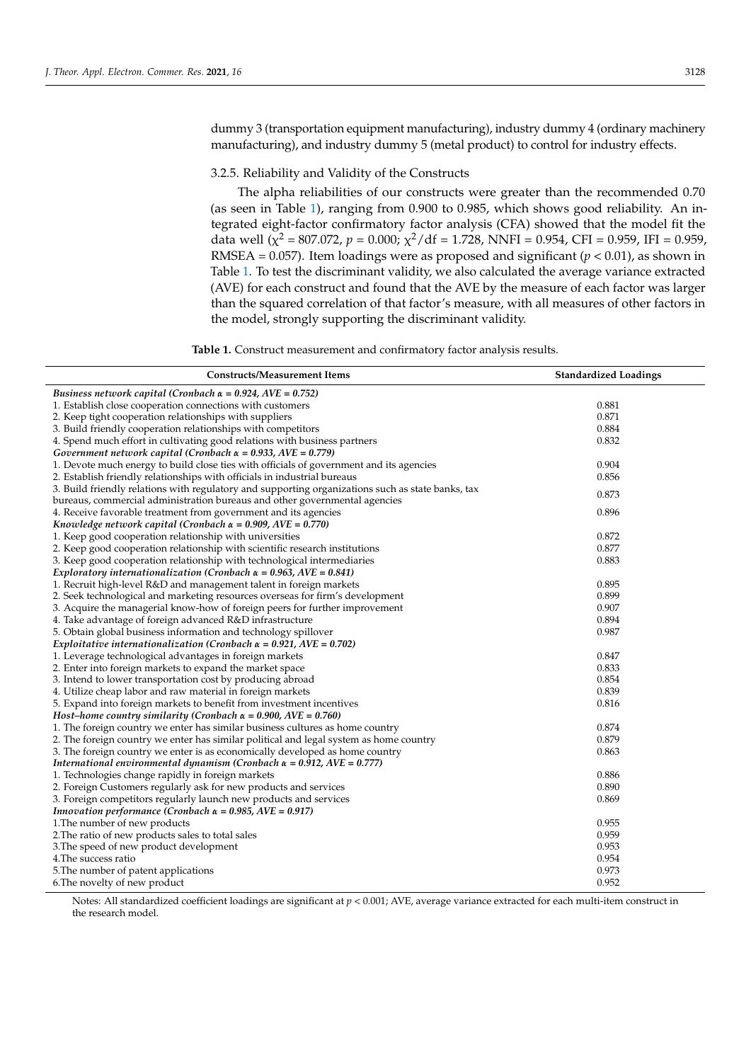dummy 3 (transportation equipment manufacturing), industry dummy 4 (ordinary machinery manufacturing), and industry dummy 5 (metal product) to control for industry effects.

#### 3.2.5. Reliability and Validity of the Constructs

The alpha reliabilities of our constructs were greater than the recommended 0.70 (as seen in Table 1), ranging from 0.900 to 0.985, which shows good reliability. An integrated eight-factor confirmatory factor analysis (CFA) showed that the model fit the data well ($\chi^2$ = 807.072, $p$ = 0.000; $\chi^2$/df = 1.728, NNFI = 0.954, CFI = 0.959, IFI = 0.959, RMSEA = 0.057). Item loadings were as proposed and significant ($p < 0.01$), as shown in Table 1. To test the discriminant validity, we also calculated the average variance extracted (AVE) for each construct and found that the AVE by the measure of each factor was larger than the squared correlation of that factor's measure, with all measures of other factors in the model, strongly supporting the discriminant validity.

**Table 1.** Construct measurement and confirmatory factor analysis results.

| Constructs/Measurement Items | Standardized Loadings |
|---|---|
| *Business network capital (Cronbach α = 0.924, AVE = 0.752)* | |
| 1. Establish close cooperation connections with customers | 0.881 |
| 2. Keep tight cooperation relationships with suppliers | 0.871 |
| 3. Build friendly cooperation relationships with competitors | 0.884 |
| 4. Spend much effort in cultivating good relations with business partners | 0.832 |
| *Government network capital (Cronbach α = 0.933, AVE = 0.779)* | |
| 1. Devote much energy to build close ties with officials of government and its agencies | 0.904 |
| 2. Establish friendly relationships with officials in industrial bureaus | 0.856 |
| 3. Build friendly relations with regulatory and supporting organizations such as state banks, tax bureaus, commercial administration bureaus and other governmental agencies | 0.873 |
| 4. Receive favorable treatment from government and its agencies | 0.896 |
| *Knowledge network capital (Cronbach α = 0.909, AVE = 0.770)* | |
| 1. Keep good cooperation relationship with universities | 0.872 |
| 2. Keep good cooperation relationship with scientific research institutions | 0.877 |
| 3. Keep good cooperation relationship with technological intermediaries | 0.883 |
| *Exploratory internationalization (Cronbach α = 0.963, AVE = 0.841)* | |
| 1. Recruit high-level R&D and management talent in foreign markets | 0.895 |
| 2. Seek technological and marketing resources overseas for firm's development | 0.899 |
| 3. Acquire the managerial know-how of foreign peers for further improvement | 0.907 |
| 4. Take advantage of foreign advanced R&D infrastructure | 0.894 |
| 5. Obtain global business information and technology spillover | 0.987 |
| *Exploitative internationalization (Cronbach α = 0.921, AVE = 0.702)* | |
| 1. Leverage technological advantages in foreign markets | 0.847 |
| 2. Enter into foreign markets to expand the market space | 0.833 |
| 3. Intend to lower transportation cost by producing abroad | 0.854 |
| 4. Utilize cheap labor and raw material in foreign markets | 0.839 |
| 5. Expand into foreign markets to benefit from investment incentives | 0.816 |
| *Host–home country similarity (Cronbach α = 0.900, AVE = 0.760)* | |
| 1. The foreign country we enter has similar business cultures as home country | 0.874 |
| 2. The foreign country we enter has similar political and legal system as home country | 0.879 |
| 3. The foreign country we enter is as economically developed as home country | 0.863 |
| *International environmental dynamism (Cronbach α = 0.912, AVE = 0.777)* | |
| 1. Technologies change rapidly in foreign markets | 0.886 |
| 2. Foreign Customers regularly ask for new products and services | 0.890 |
| 3. Foreign competitors regularly launch new products and services | 0.869 |
| *Innovation performance (Cronbach α = 0.985, AVE = 0.917)* | |
| 1.The number of new products | 0.955 |
| 2.The ratio of new products sales to total sales | 0.959 |
| 3.The speed of new product development | 0.953 |
| 4.The success ratio | 0.954 |
| 5.The number of patent applications | 0.973 |
| 6.The novelty of new product | 0.952 |

Notes: All standardized coefficient loadings are significant at $p < 0.001$; AVE, average variance extracted for each multi-item construct in the research model.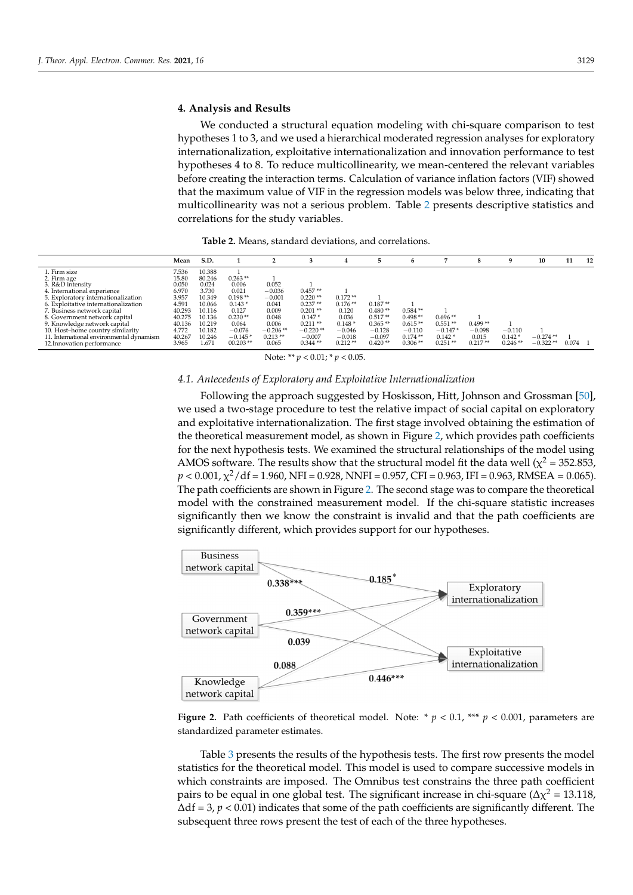## 4. Analysis and Results

We conducted a structural equation modeling with chi-square comparison to test hypotheses 1 to 3, and we used a hierarchical moderated regression analyses for exploratory internationalization, exploitative internationalization and innovation performance to test hypotheses 4 to 8. To reduce multicollinearity, we mean-centered the relevant variables before creating the interaction terms. Calculation of variance inflation factors (VIF) showed that the maximum value of VIF in the regression models was below three, indicating that multicollinearity was not a serious problem. Table 2 presents descriptive statistics and correlations for the study variables.

**Table 2.** Means, standard deviations, and correlations.

| | Mean | S.D. | 1 | 2 | 3 | 4 | 5 | 6 | 7 | 8 | 9 | 10 | 11 | 12 |
|---|---|---|---|---|---|---|---|---|---|---|---|---|---|---|
| 1. Firm size | 7.536 | 10.388 | 1 | | | | | | | | | | | |
| 2. Firm age | 15.80 | 80.246 | 0.263 ** | 1 | | | | | | | | | | |
| 3. R&D intensity | 0.050 | 0.024 | 0.006 | 0.052 | 1 | | | | | | | | | |
| 4. International experience | 6.970 | 3.730 | 0.021 | −0.036 | 0.457 ** | 1 | | | | | | | | |
| 5. Exploratory internationalization | 3.957 | 10.349 | 0.198 ** | −0.001 | 0.220 ** | 0.172 ** | 1 | | | | | | | |
| 6. Exploitative internationalization | 4.591 | 10.066 | 0.143 * | 0.041 | 0.237 ** | 0.176 ** | 0.187 ** | 1 | | | | | | |
| 7. Business network capital | 40.293 | 10.116 | 0.127 | 0.009 | 0.201 ** | 0.120 | 0.480 ** | 0.584 ** | 1 | | | | | |
| 8. Government network capital | 40.275 | 10.136 | 0.230 ** | 0.048 | 0.147 * | 0.036 | 0.517 ** | 0.498 ** | 0.696 ** | 1 | | | | |
| 9. Knowledge network capital | 40.136 | 10.219 | 0.064 | 0.006 | 0.211 ** | 0.148 * | 0.365 ** | 0.615 ** | 0.551 ** | 0.499 ** | 1 | | | |
| 10. Host–home country similarity | 4.772 | 10.182 | −0.076 | −0.206 ** | −0.220 ** | −0.046 | −0.128 | −0.110 | −0.147 * | −0.098 | −0.110 | 1 | | |
| 11. International environmental dynamism | 40.267 | 10.246 | −0.145 * | 0.213 ** | −0.007 | −0.018 | −0.097 | 0.174 ** | 0.142 * | 0.015 | 0.142 * | −0.274 ** | 1 | |
| 12.Innovation performance | 3.965 | 1.671 | 00.203 ** | 0.065 | 0.344 ** | 0.212 ** | 0.420 ** | 0.306 ** | 0.251 ** | 0.217 ** | 0.246 ** | −0.322 ** | 0.074 | 1 |

Note: ** $p < 0.01$; * $p < 0.05$.

### 4.1. Antecedents of Exploratory and Exploitative Internationalization

Following the approach suggested by Hoskisson, Hitt, Johnson and Grossman [50], we used a two-stage procedure to test the relative impact of social capital on exploratory and exploitative internationalization. The first stage involved obtaining the estimation of the theoretical measurement model, as shown in Figure 2, which provides path coefficients for the next hypothesis tests. We examined the structural relationships of the model using AMOS software. The results show that the structural model fit the data well ($\chi^2 = 352.853$, $p < 0.001$, $\chi^2/df = 1.960$, NFI = 0.928, NNFI = 0.957, CFI = 0.963, IFI = 0.963, RMSEA = 0.065). The path coefficients are shown in Figure 2. The second stage was to compare the theoretical model with the constrained measurement model. If the chi-square statistic increases significantly then we know the constraint is invalid and that the path coefficients are significantly different, which provides support for our hypotheses.

**Figure 2.** Path coefficients of theoretical model. Note: * $p < 0.1$, *** $p < 0.001$, parameters are standardized parameter estimates.

Table 3 presents the results of the hypothesis tests. The first row presents the model statistics for the theoretical model. This model is used to compare successive models in which constraints are imposed. The Omnibus test constrains the three path coefficient pairs to be equal in one global test. The significant increase in chi-square ($\Delta\chi^2 = 13.118$, $\Delta df = 3$, $p < 0.01$) indicates that some of the path coefficients are significantly different. The subsequent three rows present the test of each of the three hypotheses.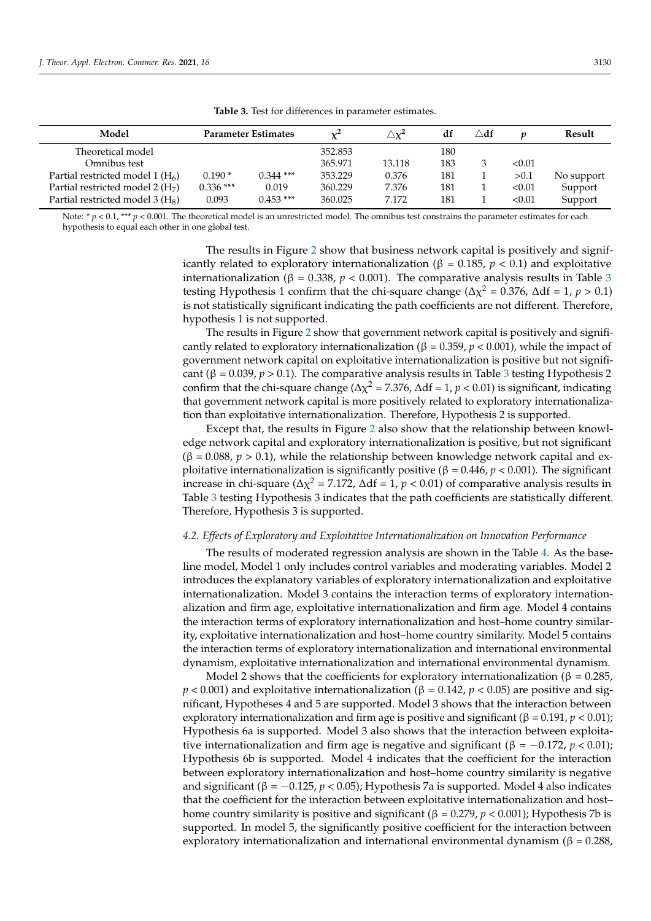**Table 3.** Test for differences in parameter estimates.

| Model | Parameter Estimates | | $\chi^2$ | $\triangle\chi^2$ | df | $\triangle$df | $p$ | Result |
|---|---|---|---|---|---|---|---|---|
| Theoretical model | | | 352.853 | | 180 | | | |
| Omnibus test | | | 365.971 | 13.118 | 183 | 3 | <0.01 | |
| Partial restricted model 1 ($H_6$) | 0.190 * | 0.344 *** | 353.229 | 0.376 | 181 | 1 | >0.1 | No support |
| Partial restricted model 2 ($H_7$) | 0.336 *** | 0.019 | 360.229 | 7.376 | 181 | 1 | <0.01 | Support |
| Partial restricted model 3 ($H_8$) | 0.093 | 0.453 *** | 360.025 | 7.172 | 181 | 1 | <0.01 | Support |

Note: * $p < 0.1$, *** $p < 0.001$. The theoretical model is an unrestricted model. The omnibus test constrains the parameter estimates for each hypothesis to equal each other in one global test.

The results in Figure 2 show that business network capital is positively and significantly related to exploratory internationalization ($\beta = 0.185$, $p < 0.1$) and exploitative internationalization ($\beta = 0.338$, $p < 0.001$). The comparative analysis results in Table 3 testing Hypothesis 1 confirm that the chi-square change ($\Delta\chi^2 = 0.376$, $\Delta df = 1$, $p > 0.1$) is not statistically significant indicating the path coefficients are not different. Therefore, hypothesis 1 is not supported.

The results in Figure 2 show that government network capital is positively and significantly related to exploratory internationalization ($\beta = 0.359$, $p < 0.001$), while the impact of government network capital on exploitative internationalization is positive but not significant ($\beta = 0.039$, $p > 0.1$). The comparative analysis results in Table 3 testing Hypothesis 2 confirm that the chi-square change ($\Delta\chi^2 = 7.376$, $\Delta df = 1$, $p < 0.01$) is significant, indicating that government network capital is more positively related to exploratory internationalization than exploitative internationalization. Therefore, Hypothesis 2 is supported.

Except that, the results in Figure 2 also show that the relationship between knowledge network capital and exploratory internationalization is positive, but not significant ($\beta = 0.088$, $p > 0.1$), while the relationship between knowledge network capital and exploitative internationalization is significantly positive ($\beta = 0.446$, $p < 0.001$). The significant increase in chi-square ($\Delta\chi^2 = 7.172$, $\Delta df = 1$, $p < 0.01$) of comparative analysis results in Table 3 testing Hypothesis 3 indicates that the path coefficients are statistically different. Therefore, Hypothesis 3 is supported.

### *4.2. Effects of Exploratory and Exploitative Internationalization on Innovation Performance*

The results of moderated regression analysis are shown in the Table 4. As the baseline model, Model 1 only includes control variables and moderating variables. Model 2 introduces the explanatory variables of exploratory internationalization and exploitative internationalization. Model 3 contains the interaction terms of exploratory internationalization and firm age, exploitative internationalization and firm age. Model 4 contains the interaction terms of exploratory internationalization and host–home country similarity, exploitative internationalization and host–home country similarity. Model 5 contains the interaction terms of exploratory internationalization and international environmental dynamism, exploitative internationalization and international environmental dynamism.

Model 2 shows that the coefficients for exploratory internationalization ($\beta = 0.285$, $p < 0.001$) and exploitative internationalization ($\beta = 0.142$, $p < 0.05$) are positive and significant, Hypotheses 4 and 5 are supported. Model 3 shows that the interaction between exploratory internationalization and firm age is positive and significant ($\beta = 0.191$, $p < 0.01$); Hypothesis 6a is supported. Model 3 also shows that the interaction between exploitative internationalization and firm age is negative and significant ($\beta = -0.172$, $p < 0.01$); Hypothesis 6b is supported. Model 4 indicates that the coefficient for the interaction between exploratory internationalization and host–home country similarity is negative and significant ($\beta = -0.125$, $p < 0.05$); Hypothesis 7a is supported. Model 4 also indicates that the coefficient for the interaction between exploitative internationalization and host–home country similarity is positive and significant ($\beta = 0.279$, $p < 0.001$); Hypothesis 7b is supported. In model 5, the significantly positive coefficient for the interaction between exploratory internationalization and international environmental dynamism ($\beta = 0.288$,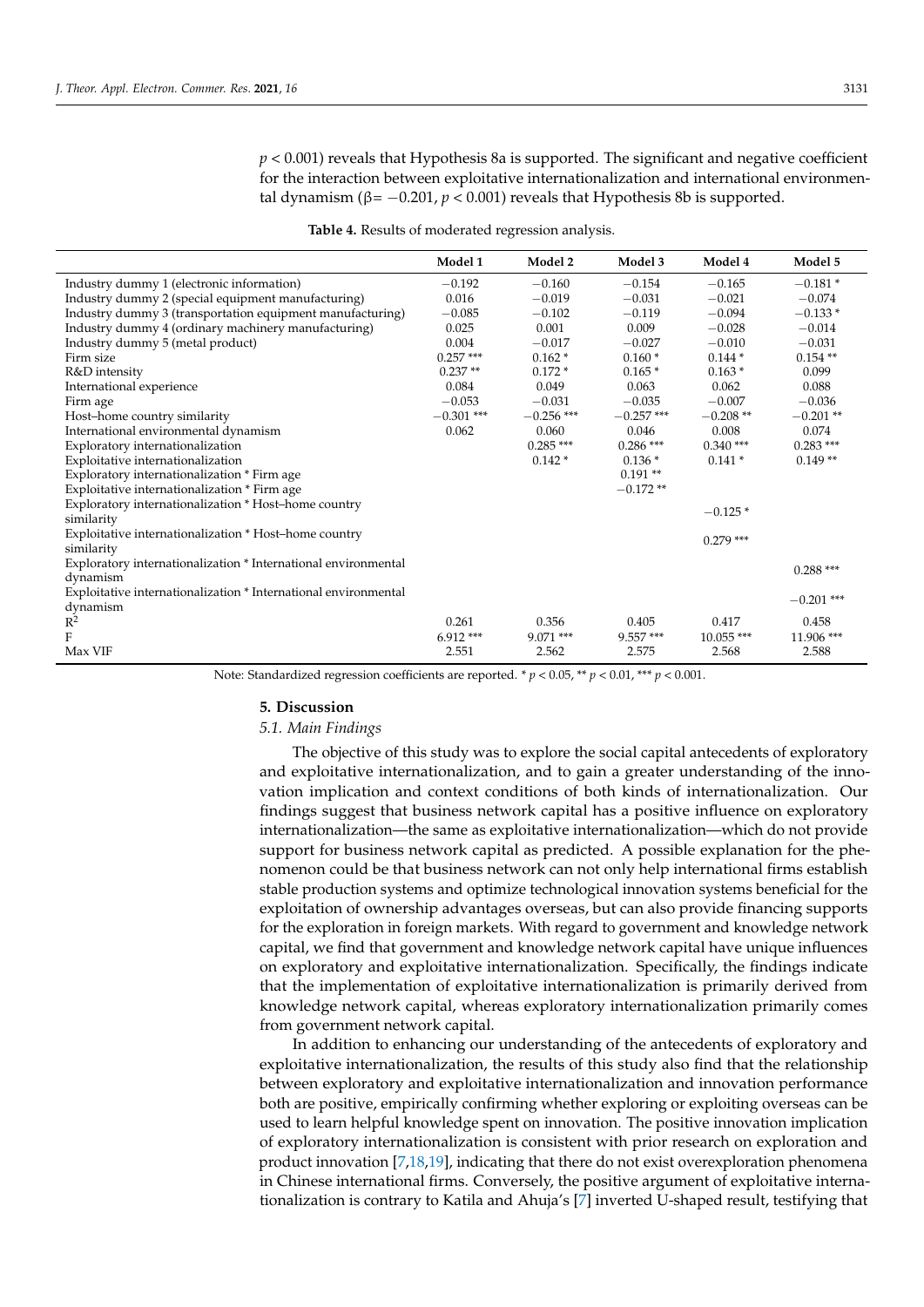$p < 0.001$) reveals that Hypothesis 8a is supported. The significant and negative coefficient for the interaction between exploitative internationalization and international environmental dynamism (β= −0.201, $p < 0.001$) reveals that Hypothesis 8b is supported.

**Table 4.** Results of moderated regression analysis.

| | Model 1 | Model 2 | Model 3 | Model 4 | Model 5 |
|---|---|---|---|---|---|
| Industry dummy 1 (electronic information) | −0.192 | −0.160 | −0.154 | −0.165 | −0.181 * |
| Industry dummy 2 (special equipment manufacturing) | 0.016 | −0.019 | −0.031 | −0.021 | −0.074 |
| Industry dummy 3 (transportation equipment manufacturing) | −0.085 | −0.102 | −0.119 | −0.094 | −0.133 * |
| Industry dummy 4 (ordinary machinery manufacturing) | 0.025 | 0.001 | 0.009 | −0.028 | −0.014 |
| Industry dummy 5 (metal product) | 0.004 | −0.017 | −0.027 | −0.010 | −0.031 |
| Firm size | 0.257 *** | 0.162 * | 0.160 * | 0.144 * | 0.154 ** |
| R&D intensity | 0.237 ** | 0.172 * | 0.165 * | 0.163 * | 0.099 |
| International experience | 0.084 | 0.049 | 0.063 | 0.062 | 0.088 |
| Firm age | −0.053 | −0.031 | −0.035 | −0.007 | −0.036 |
| Host–home country similarity | −0.301 *** | −0.256 *** | −0.257 *** | −0.208 ** | −0.201 ** |
| International environmental dynamism | 0.062 | 0.060 | 0.046 | 0.008 | 0.074 |
| Exploratory internationalization | | 0.285 *** | 0.286 *** | 0.340 *** | 0.283 *** |
| Exploitative internationalization | | 0.142 * | 0.136 * | 0.141 * | 0.149 ** |
| Exploratory internationalization * Firm age | | | 0.191 ** | | |
| Exploitative internationalization * Firm age | | | −0.172 ** | | |
| Exploratory internationalization * Host–home country similarity | | | | −0.125 * | |
| Exploitative internationalization * Host–home country similarity | | | | 0.279 *** | |
| Exploratory internationalization * International environmental dynamism | | | | | 0.288 *** |
| Exploitative internationalization * International environmental dynamism | | | | | −0.201 *** |
| $R^2$ | 0.261 | 0.356 | 0.405 | 0.417 | 0.458 |
| F | 6.912 *** | 9.071 *** | 9.557 *** | 10.055 *** | 11.906 *** |
| Max VIF | 2.551 | 2.562 | 2.575 | 2.568 | 2.588 |

Note: Standardized regression coefficients are reported. * $p < 0.05$, ** $p < 0.01$, *** $p < 0.001$.

## 5. Discussion

### *5.1. Main Findings*

The objective of this study was to explore the social capital antecedents of exploratory and exploitative internationalization, and to gain a greater understanding of the innovation implication and context conditions of both kinds of internationalization. Our findings suggest that business network capital has a positive influence on exploratory internationalization—the same as exploitative internationalization—which do not provide support for business network capital as predicted. A possible explanation for the phenomenon could be that business network can not only help international firms establish stable production systems and optimize technological innovation systems beneficial for the exploitation of ownership advantages overseas, but can also provide financing supports for the exploration in foreign markets. With regard to government and knowledge network capital, we find that government and knowledge network capital have unique influences on exploratory and exploitative internationalization. Specifically, the findings indicate that the implementation of exploitative internationalization is primarily derived from knowledge network capital, whereas exploratory internationalization primarily comes from government network capital.

In addition to enhancing our understanding of the antecedents of exploratory and exploitative internationalization, the results of this study also find that the relationship between exploratory and exploitative internationalization and innovation performance both are positive, empirically confirming whether exploring or exploiting overseas can be used to learn helpful knowledge spent on innovation. The positive innovation implication of exploratory internationalization is consistent with prior research on exploration and product innovation [7,18,19], indicating that there do not exist overexploration phenomena in Chinese international firms. Conversely, the positive argument of exploitative internationalization is contrary to Katila and Ahuja's [7] inverted U-shaped result, testifying that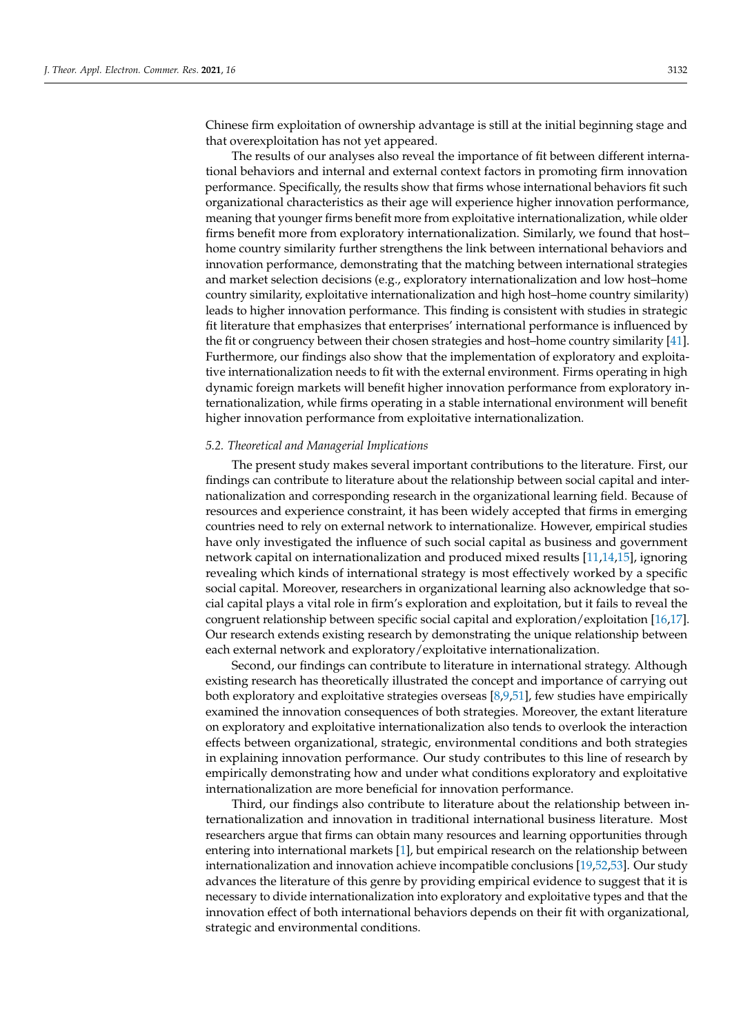Chinese firm exploitation of ownership advantage is still at the initial beginning stage and that overexploitation has not yet appeared.

The results of our analyses also reveal the importance of fit between different international behaviors and internal and external context factors in promoting firm innovation performance. Specifically, the results show that firms whose international behaviors fit such organizational characteristics as their age will experience higher innovation performance, meaning that younger firms benefit more from exploitative internationalization, while older firms benefit more from exploratory internationalization. Similarly, we found that host–home country similarity further strengthens the link between international behaviors and innovation performance, demonstrating that the matching between international strategies and market selection decisions (e.g., exploratory internationalization and low host–home country similarity, exploitative internationalization and high host–home country similarity) leads to higher innovation performance. This finding is consistent with studies in strategic fit literature that emphasizes that enterprises' international performance is influenced by the fit or congruency between their chosen strategies and host–home country similarity [41]. Furthermore, our findings also show that the implementation of exploratory and exploitative internationalization needs to fit with the external environment. Firms operating in high dynamic foreign markets will benefit higher innovation performance from exploratory internationalization, while firms operating in a stable international environment will benefit higher innovation performance from exploitative internationalization.

### *5.2. Theoretical and Managerial Implications*

The present study makes several important contributions to the literature. First, our findings can contribute to literature about the relationship between social capital and internationalization and corresponding research in the organizational learning field. Because of resources and experience constraint, it has been widely accepted that firms in emerging countries need to rely on external network to internationalize. However, empirical studies have only investigated the influence of such social capital as business and government network capital on internationalization and produced mixed results [11,14,15], ignoring revealing which kinds of international strategy is most effectively worked by a specific social capital. Moreover, researchers in organizational learning also acknowledge that social capital plays a vital role in firm's exploration and exploitation, but it fails to reveal the congruent relationship between specific social capital and exploration/exploitation [16,17]. Our research extends existing research by demonstrating the unique relationship between each external network and exploratory/exploitative internationalization.

Second, our findings can contribute to literature in international strategy. Although existing research has theoretically illustrated the concept and importance of carrying out both exploratory and exploitative strategies overseas [8,9,51], few studies have empirically examined the innovation consequences of both strategies. Moreover, the extant literature on exploratory and exploitative internationalization also tends to overlook the interaction effects between organizational, strategic, environmental conditions and both strategies in explaining innovation performance. Our study contributes to this line of research by empirically demonstrating how and under what conditions exploratory and exploitative internationalization are more beneficial for innovation performance.

Third, our findings also contribute to literature about the relationship between internationalization and innovation in traditional international business literature. Most researchers argue that firms can obtain many resources and learning opportunities through entering into international markets [1], but empirical research on the relationship between internationalization and innovation achieve incompatible conclusions [19,52,53]. Our study advances the literature of this genre by providing empirical evidence to suggest that it is necessary to divide internationalization into exploratory and exploitative types and that the innovation effect of both international behaviors depends on their fit with organizational, strategic and environmental conditions.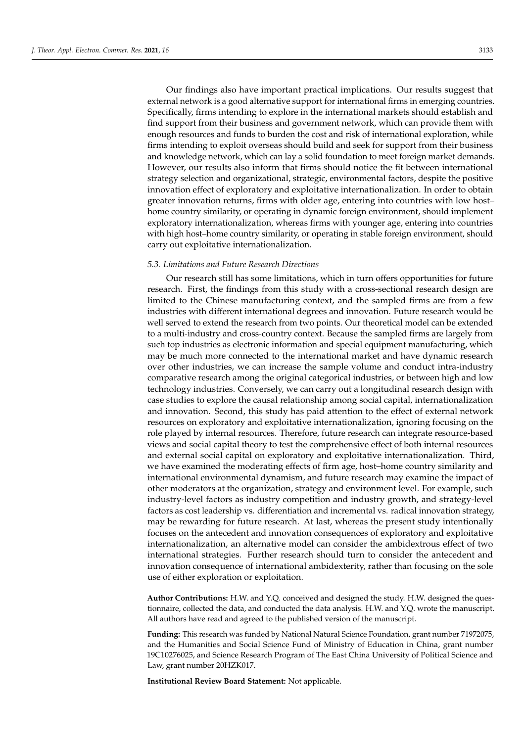Our findings also have important practical implications. Our results suggest that external network is a good alternative support for international firms in emerging countries. Specifically, firms intending to explore in the international markets should establish and find support from their business and government network, which can provide them with enough resources and funds to burden the cost and risk of international exploration, while firms intending to exploit overseas should build and seek for support from their business and knowledge network, which can lay a solid foundation to meet foreign market demands. However, our results also inform that firms should notice the fit between international strategy selection and organizational, strategic, environmental factors, despite the positive innovation effect of exploratory and exploitative internationalization. In order to obtain greater innovation returns, firms with older age, entering into countries with low host–home country similarity, or operating in dynamic foreign environment, should implement exploratory internationalization, whereas firms with younger age, entering into countries with high host–home country similarity, or operating in stable foreign environment, should carry out exploitative internationalization.

### *5.3. Limitations and Future Research Directions*

Our research still has some limitations, which in turn offers opportunities for future research. First, the findings from this study with a cross-sectional research design are limited to the Chinese manufacturing context, and the sampled firms are from a few industries with different international degrees and innovation. Future research would be well served to extend the research from two points. Our theoretical model can be extended to a multi-industry and cross-country context. Because the sampled firms are largely from such top industries as electronic information and special equipment manufacturing, which may be much more connected to the international market and have dynamic research over other industries, we can increase the sample volume and conduct intra-industry comparative research among the original categorical industries, or between high and low technology industries. Conversely, we can carry out a longitudinal research design with case studies to explore the causal relationship among social capital, internationalization and innovation. Second, this study has paid attention to the effect of external network resources on exploratory and exploitative internationalization, ignoring focusing on the role played by internal resources. Therefore, future research can integrate resource-based views and social capital theory to test the comprehensive effect of both internal resources and external social capital on exploratory and exploitative internationalization. Third, we have examined the moderating effects of firm age, host–home country similarity and international environmental dynamism, and future research may examine the impact of other moderators at the organization, strategy and environment level. For example, such industry-level factors as industry competition and industry growth, and strategy-level factors as cost leadership vs. differentiation and incremental vs. radical innovation strategy, may be rewarding for future research. At last, whereas the present study intentionally focuses on the antecedent and innovation consequences of exploratory and exploitative internationalization, an alternative model can consider the ambidextrous effect of two international strategies. Further research should turn to consider the antecedent and innovation consequence of international ambidexterity, rather than focusing on the sole use of either exploration or exploitation.

**Author Contributions:** H.W. and Y.Q. conceived and designed the study. H.W. designed the questionnaire, collected the data, and conducted the data analysis. H.W. and Y.Q. wrote the manuscript. All authors have read and agreed to the published version of the manuscript.

**Funding:** This research was funded by National Natural Science Foundation, grant number 71972075, and the Humanities and Social Science Fund of Ministry of Education in China, grant number 19C10276025, and Science Research Program of The East China University of Political Science and Law, grant number 20HZK017.

**Institutional Review Board Statement:** Not applicable.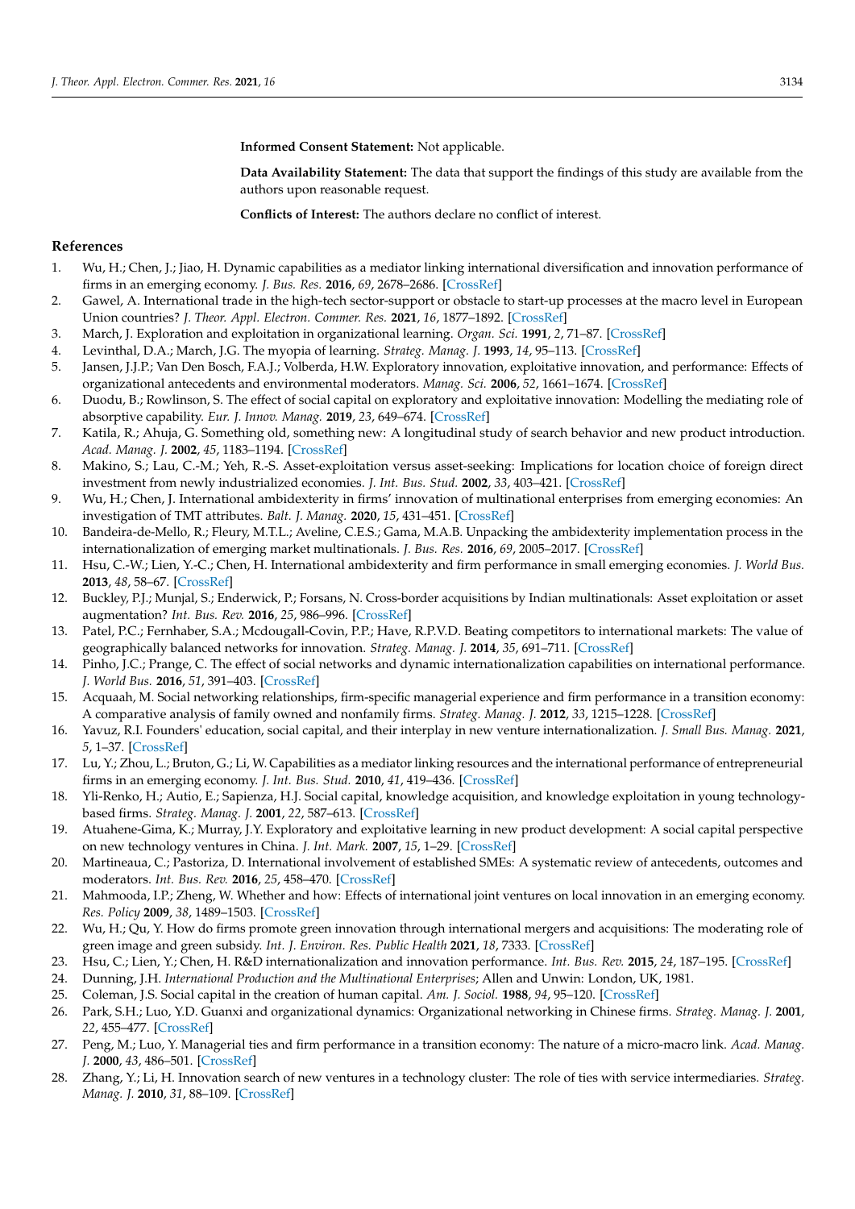**Informed Consent Statement:** Not applicable.

**Data Availability Statement:** The data that support the findings of this study are available from the authors upon reasonable request.

**Conflicts of Interest:** The authors declare no conflict of interest.

## References

1. Wu, H.; Chen, J.; Jiao, H. Dynamic capabilities as a mediator linking international diversification and innovation performance of firms in an emerging economy. *J. Bus. Res.* **2016**, *69*, 2678–2686. [CrossRef]
2. Gawel, A. International trade in the high-tech sector-support or obstacle to start-up processes at the macro level in European Union countries? *J. Theor. Appl. Electron. Commer. Res.* **2021**, *16*, 1877–1892. [CrossRef]
3. March, J. Exploration and exploitation in organizational learning. *Organ. Sci.* **1991**, *2*, 71–87. [CrossRef]
4. Levinthal, D.A.; March, J.G. The myopia of learning. *Strateg. Manag. J.* **1993**, *14*, 95–113. [CrossRef]
5. Jansen, J.J.P.; Van Den Bosch, F.A.J.; Volberda, H.W. Exploratory innovation, exploitative innovation, and performance: Effects of organizational antecedents and environmental moderators. *Manag. Sci.* **2006**, *52*, 1661–1674. [CrossRef]
6. Duodu, B.; Rowlinson, S. The effect of social capital on exploratory and exploitative innovation: Modelling the mediating role of absorptive capability. *Eur. J. Innov. Manag.* **2019**, *23*, 649–674. [CrossRef]
7. Katila, R.; Ahuja, G. Something old, something new: A longitudinal study of search behavior and new product introduction. *Acad. Manag. J.* **2002**, *45*, 1183–1194. [CrossRef]
8. Makino, S.; Lau, C.-M.; Yeh, R.-S. Asset-exploitation versus asset-seeking: Implications for location choice of foreign direct investment from newly industrialized economies. *J. Int. Bus. Stud.* **2002**, *33*, 403–421. [CrossRef]
9. Wu, H.; Chen, J. International ambidexterity in firms' innovation of multinational enterprises from emerging economies: An investigation of TMT attributes. *Balt. J. Manag.* **2020**, *15*, 431–451. [CrossRef]
10. Bandeira-de-Mello, R.; Fleury, M.T.L.; Aveline, C.E.S.; Gama, M.A.B. Unpacking the ambidexterity implementation process in the internationalization of emerging market multinationals. *J. Bus. Res.* **2016**, *69*, 2005–2017. [CrossRef]
11. Hsu, C.-W.; Lien, Y.-C.; Chen, H. International ambidexterity and firm performance in small emerging economies. *J. World Bus.* **2013**, *48*, 58–67. [CrossRef]
12. Buckley, P.J.; Munjal, S.; Enderwick, P.; Forsans, N. Cross-border acquisitions by Indian multinationals: Asset exploitation or asset augmentation? *Int. Bus. Rev.* **2016**, *25*, 986–996. [CrossRef]
13. Patel, P.C.; Fernhaber, S.A.; Mcdougall-Covin, P.P.; Have, R.P.V.D. Beating competitors to international markets: The value of geographically balanced networks for innovation. *Strateg. Manag. J.* **2014**, *35*, 691–711. [CrossRef]
14. Pinho, J.C.; Prange, C. The effect of social networks and dynamic internationalization capabilities on international performance. *J. World Bus.* **2016**, *51*, 391–403. [CrossRef]
15. Acquaah, M. Social networking relationships, firm-specific managerial experience and firm performance in a transition economy: A comparative analysis of family owned and nonfamily firms. *Strateg. Manag. J.* **2012**, *33*, 1215–1228. [CrossRef]
16. Yavuz, R.I. Founders' education, social capital, and their interplay in new venture internationalization. *J. Small Bus. Manag.* **2021**, *5*, 1–37. [CrossRef]
17. Lu, Y.; Zhou, L.; Bruton, G.; Li, W. Capabilities as a mediator linking resources and the international performance of entrepreneurial firms in an emerging economy. *J. Int. Bus. Stud.* **2010**, *41*, 419–436. [CrossRef]
18. Yli-Renko, H.; Autio, E.; Sapienza, H.J. Social capital, knowledge acquisition, and knowledge exploitation in young technology-based firms. *Strateg. Manag. J.* **2001**, *22*, 587–613. [CrossRef]
19. Atuahene-Gima, K.; Murray, J.Y. Exploratory and exploitative learning in new product development: A social capital perspective on new technology ventures in China. *J. Int. Mark.* **2007**, *15*, 1–29. [CrossRef]
20. Martineaus, C.; Pastoriza, D. International involvement of established SMEs: A systematic review of antecedents, outcomes and moderators. *Int. Bus. Rev.* **2016**, *25*, 458–470. [CrossRef]
21. Mahmooda, I.P.; Zheng, W. Whether and how: Effects of international joint ventures on local innovation in an emerging economy. *Res. Policy* **2009**, *38*, 1489–1503. [CrossRef]
22. Wu, H.; Qu, Y. How do firms promote green innovation through international mergers and acquisitions: The moderating role of green image and green subsidy. *Int. J. Environ. Res. Public Health* **2021**, *18*, 7333. [CrossRef]
23. Hsu, C.; Lien, Y.; Chen, H. R&D internationalization and innovation performance. *Int. Bus. Rev.* **2015**, *24*, 187–195. [CrossRef]
24. Dunning, J.H. *International Production and the Multinational Enterprises*; Allen and Unwin: London, UK, 1981.
25. Coleman, J.S. Social capital in the creation of human capital. *Am. J. Sociol.* **1988**, *94*, 95–120. [CrossRef]
26. Park, S.H.; Luo, Y.D. Guanxi and organizational dynamics: Organizational networking in Chinese firms. *Strateg. Manag. J.* **2001**, *22*, 455–477. [CrossRef]
27. Peng, M.; Luo, Y. Managerial ties and firm performance in a transition economy: The nature of a micro-macro link. *Acad. Manag. J.* **2000**, *43*, 486–501. [CrossRef]
28. Zhang, Y.; Li, H. Innovation search of new ventures in a technology cluster: The role of ties with service intermediaries. *Strateg. Manag. J.* **2010**, *31*, 88–109. [CrossRef]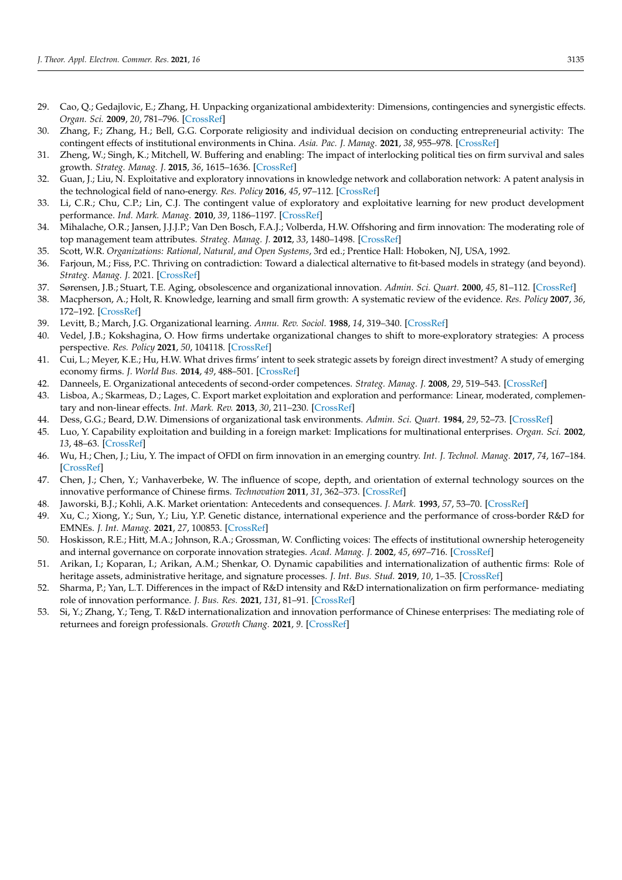29. Cao, Q.; Gedajlovic, E.; Zhang, H. Unpacking organizational ambidexterity: Dimensions, contingencies and synergistic effects. *Organ. Sci.* **2009**, *20*, 781–796. [CrossRef]
30. Zhang, F.; Zhang, H.; Bell, G.G. Corporate religiosity and individual decision on conducting entrepreneurial activity: The contingent effects of institutional environments in China. *Asia. Pac. J. Manag.* **2021**, *38*, 955–978. [CrossRef]
31. Zheng, W.; Singh, K.; Mitchell, W. Buffering and enabling: The impact of interlocking political ties on firm survival and sales growth. *Strateg. Manag. J.* **2015**, *36*, 1615–1636. [CrossRef]
32. Guan, J.; Liu, N. Exploitative and exploratory innovations in knowledge network and collaboration network: A patent analysis in the technological field of nano-energy. *Res. Policy* **2016**, *45*, 97–112. [CrossRef]
33. Li, C.R.; Chu, C.P.; Lin, C.J. The contingent value of exploratory and exploitative learning for new product development performance. *Ind. Mark. Manag.* **2010**, *39*, 1186–1197. [CrossRef]
34. Mihalache, O.R.; Jansen, J.J.J.P.; Van Den Bosch, F.A.J.; Volberda, H.W. Offshoring and firm innovation: The moderating role of top management team attributes. *Strateg. Manag. J.* **2012**, *33*, 1480–1498. [CrossRef]
35. Scott, W.R. *Organizations: Rational, Natural, and Open Systems*, 3rd ed.; Prentice Hall: Hoboken, NJ, USA, 1992.
36. Farjoun, M.; Fiss, P.C. Thriving on contradiction: Toward a dialectical alternative to fit-based models in strategy (and beyond). *Strateg. Manag. J.* 2021. [CrossRef]
37. Sørensen, J.B.; Stuart, T.E. Aging, obsolescence and organizational innovation. *Admin. Sci. Quart.* **2000**, *45*, 81–112. [CrossRef]
38. Macpherson, A.; Holt, R. Knowledge, learning and small firm growth: A systematic review of the evidence. *Res. Policy* **2007**, *36*, 172–192. [CrossRef]
39. Levitt, B.; March, J.G. Organizational learning. *Annu. Rev. Sociol.* **1988**, *14*, 319–340. [CrossRef]
40. Vedel, J.B.; Kokshagina, O. How firms undertake organizational changes to shift to more-exploratory strategies: A process perspective. *Res. Policy* **2021**, *50*, 104118. [CrossRef]
41. Cui, L.; Meyer, K.E.; Hu, H.W. What drives firms' intent to seek strategic assets by foreign direct investment? A study of emerging economy firms. *J. World Bus.* **2014**, *49*, 488–501. [CrossRef]
42. Danneels, E. Organizational antecedents of second-order competences. *Strateg. Manag. J.* **2008**, *29*, 519–543. [CrossRef]
43. Lisboa, A.; Skarmeas, D.; Lages, C. Export market exploitation and exploration and performance: Linear, moderated, complementary and non-linear effects. *Int. Mark. Rev.* **2013**, *30*, 211–230. [CrossRef]
44. Dess, G.G.; Beard, D.W. Dimensions of organizational task environments. *Admin. Sci. Quart.* **1984**, *29*, 52–73. [CrossRef]
45. Luo, Y. Capability exploitation and building in a foreign market: Implications for multinational enterprises. *Organ. Sci.* **2002**, *13*, 48–63. [CrossRef]
46. Wu, H.; Chen, J.; Liu, Y. The impact of OFDI on firm innovation in an emerging country. *Int. J. Technol. Manag.* **2017**, *74*, 167–184. [CrossRef]
47. Chen, J.; Chen, Y.; Vanhaverbeke, W. The influence of scope, depth, and orientation of external technology sources on the innovative performance of Chinese firms. *Technovation* **2011**, *31*, 362–373. [CrossRef]
48. Jaworski, B.J.; Kohli, A.K. Market orientation: Antecedents and consequences. *J. Mark.* **1993**, *57*, 53–70. [CrossRef]
49. Xu, C.; Xiong, Y.; Sun, Y.; Liu, Y.P. Genetic distance, international experience and the performance of cross-border R&D for EMNEs. *J. Int. Manag.* **2021**, *27*, 100853. [CrossRef]
50. Hoskisson, R.E.; Hitt, M.A.; Johnson, R.A.; Grossman, W. Conflicting voices: The effects of institutional ownership heterogeneity and internal governance on corporate innovation strategies. *Acad. Manag. J.* **2002**, *45*, 697–716. [CrossRef]
51. Arikan, I.; Koparan, I.; Arikan, A.M.; Shenkar, O. Dynamic capabilities and internationalization of authentic firms: Role of heritage assets, administrative heritage, and signature processes. *J. Int. Bus. Stud.* **2019**, *10*, 1–35. [CrossRef]
52. Sharma, P.; Yan, L.T. Differences in the impact of R&D intensity and R&D internationalization on firm performance- mediating role of innovation performance. *J. Bus. Res.* **2021**, *131*, 81–91. [CrossRef]
53. Si, Y.; Zhang, Y.; Teng, T. R&D internationalization and innovation performance of Chinese enterprises: The mediating role of returnees and foreign professionals. *Growth Chang.* **2021**, *9*. [CrossRef]